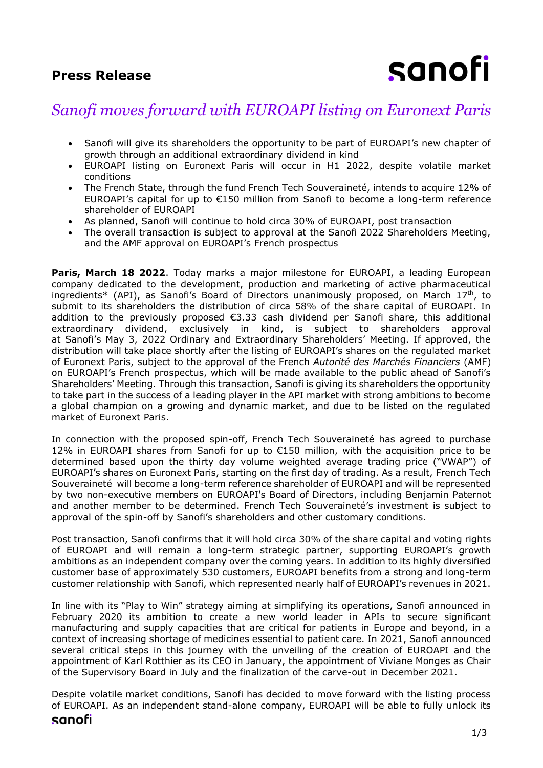# Press Release

## *Sanofi moves forward with EUROAPI listing on Euronext Paris*

- Sanofi will give its shareholders the opportunity to be part of EUROAPI's new chapter of growth through an additional extraordinary dividend in kind
- EUROAPI listing on Euronext Paris will occur in H1 2022, despite volatile market conditions
- The French State, through the fund French Tech Souveraineté, intends to acquire 12% of EUROAPI's capital for up to €150 million from Sanofi to become a long-term reference shareholder of EUROAPI
- As planned, Sanofi will continue to hold circa 30% of EUROAPI, post transaction
- The overall transaction is subject to approval at the Sanofi 2022 Shareholders Meeting, and the AMF approval on EUROAPI's French prospectus

**Paris, March 18 2022**. Today marks a major milestone for EUROAPI, a leading European company dedicated to the development, production and marketing of active pharmaceutical ingredients* (API), as Sanofi's Board of Directors unanimously proposed, on March 17th, to submit to its shareholders the distribution of circa 58% of the share capital of EUROAPI. In addition to the previously proposed €3.33 cash dividend per Sanofi share, this additional extraordinary dividend, exclusively in kind, is subject to shareholders approval at Sanofi's May 3, 2022 Ordinary and Extraordinary Shareholders' Meeting. If approved, the distribution will take place shortly after the listing of EUROAPI's shares on the regulated market of Euronext Paris, subject to the approval of the French *Autorité des Marchés Financiers* (AMF) on EUROAPI's French prospectus, which will be made available to the public ahead of Sanofi's Shareholders' Meeting. Through this transaction, Sanofi is giving its shareholders the opportunity to take part in the success of a leading player in the API market with strong ambitions to become a global champion on a growing and dynamic market, and due to be listed on the regulated market of Euronext Paris.

In connection with the proposed spin-off, French Tech Souveraineté has agreed to purchase 12% in EUROAPI shares from Sanofi for up to €150 million, with the acquisition price to be determined based upon the thirty day volume weighted average trading price ("VWAP") of EUROAPI's shares on Euronext Paris, starting on the first day of trading. As a result, French Tech Souveraineté will become a long-term reference shareholder of EUROAPI and will be represented by two non-executive members on EUROAPI's Board of Directors, including Benjamin Paternot and another member to be determined. French Tech Souveraineté's investment is subject to approval of the spin-off by Sanofi's shareholders and other customary conditions.

Post transaction, Sanofi confirms that it will hold circa 30% of the share capital and voting rights of EUROAPI and will remain a long-term strategic partner, supporting EUROAPI's growth ambitions as an independent company over the coming years. In addition to its highly diversified customer base of approximately 530 customers, EUROAPI benefits from a strong and long-term customer relationship with Sanofi, which represented nearly half of EUROAPI's revenues in 2021.

In line with its "Play to Win" strategy aiming at simplifying its operations, Sanofi announced in February 2020 its ambition to create a new world leader in APIs to secure significant manufacturing and supply capacities that are critical for patients in Europe and beyond, in a context of increasing shortage of medicines essential to patient care. In 2021, Sanofi announced several critical steps in this journey with the unveiling of the creation of EUROAPI and the appointment of Karl Rotthier as its CEO in January, the appointment of Viviane Monges as Chair of the Supervisory Board in July and the finalization of the carve-out in December 2021.

Despite volatile market conditions, Sanofi has decided to move forward with the listing process of EUROAPI. As an independent stand-alone company, EUROAPI will be able to fully unlock its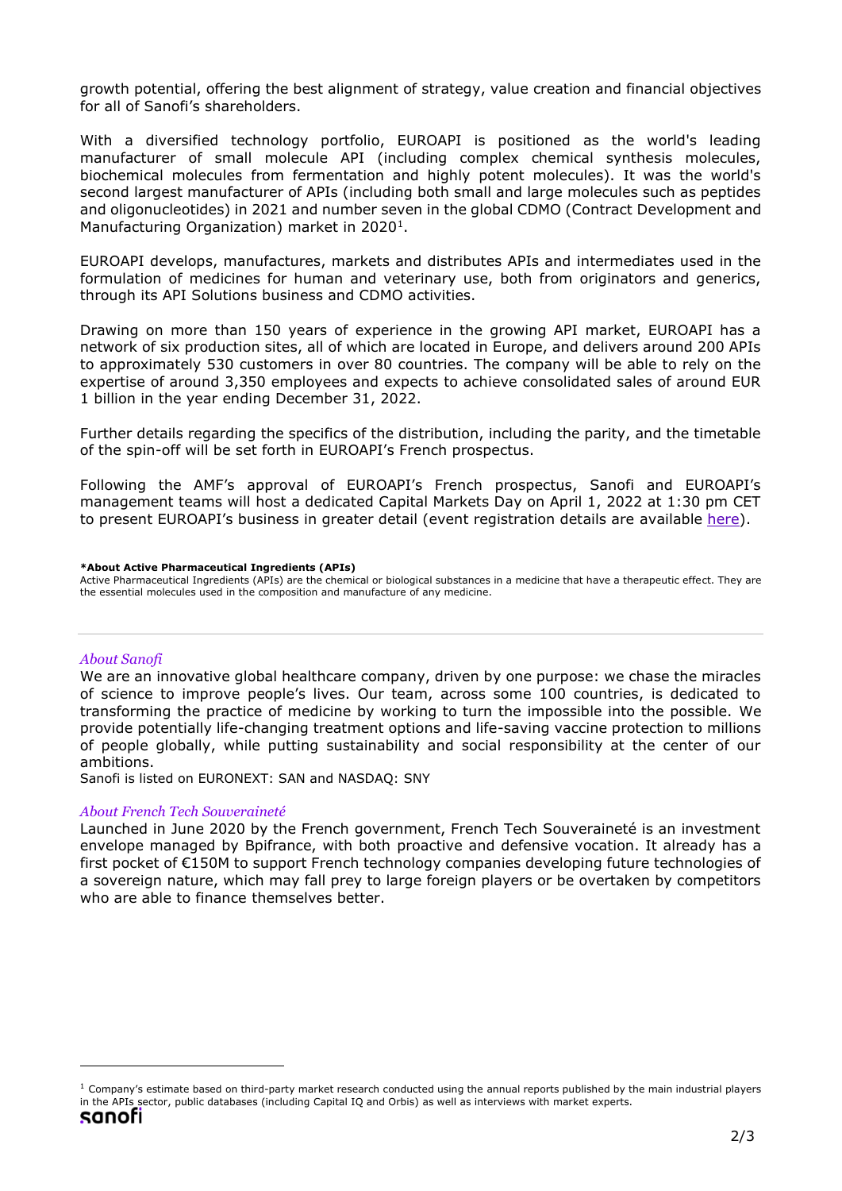growth potential, offering the best alignment of strategy, value creation and financial objectives for all of Sanofi's shareholders.

With a diversified technology portfolio, EUROAPI is positioned as the world's leading manufacturer of small molecule API (including complex chemical synthesis molecules, biochemical molecules from fermentation and highly potent molecules). It was the world's second largest manufacturer of APIs (including both small and large molecules such as peptides and oligonucleotides) in 2021 and number seven in the global CDMO (Contract Development and Manufacturing Organization) market in 2020[1].

EUROAPI develops, manufactures, markets and distributes APIs and intermediates used in the formulation of medicines for human and veterinary use, both from originators and generics, through its API Solutions business and CDMO activities.

Drawing on more than 150 years of experience in the growing API market, EUROAPI has a network of six production sites, all of which are located in Europe, and delivers around 200 APIs to approximately 530 customers in over 80 countries. The company will be able to rely on the expertise of around 3,350 employees and expects to achieve consolidated sales of around EUR 1 billion in the year ending December 31, 2022.

Further details regarding the specifics of the distribution, including the parity, and the timetable of the spin-off will be set forth in EUROAPI's French prospectus.

Following the AMF's approval of EUROAPI's French prospectus, Sanofi and EUROAPI's management teams will host a dedicated Capital Markets Day on April 1, 2022 at 1:30 pm CET to present EUROAPI's business in greater detail (event registration details are available here).

**\*About Active Pharmaceutical Ingredients (APIs)**
Active Pharmaceutical Ingredients (APIs) are the chemical or biological substances in a medicine that have a therapeutic effect. They are the essential molecules used in the composition and manufacture of any medicine.

---

*About Sanofi*
We are an innovative global healthcare company, driven by one purpose: we chase the miracles of science to improve people's lives. Our team, across some 100 countries, is dedicated to transforming the practice of medicine by working to turn the impossible into the possible. We provide potentially life-changing treatment options and life-saving vaccine protection to millions of people globally, while putting sustainability and social responsibility at the center of our ambitions.
Sanofi is listed on EURONEXT: SAN and NASDAQ: SNY

*About French Tech Souveraineté*
Launched in June 2020 by the French government, French Tech Souveraineté is an investment envelope managed by Bpifrance, with both proactive and defensive vocation. It already has a first pocket of €150M to support French technology companies developing future technologies of a sovereign nature, which may fall prey to large foreign players or be overtaken by competitors who are able to finance themselves better.

[1] Company's estimate based on third-party market research conducted using the annual reports published by the main industrial players in the APIs sector, public databases (including Capital IQ and Orbis) as well as interviews with market experts.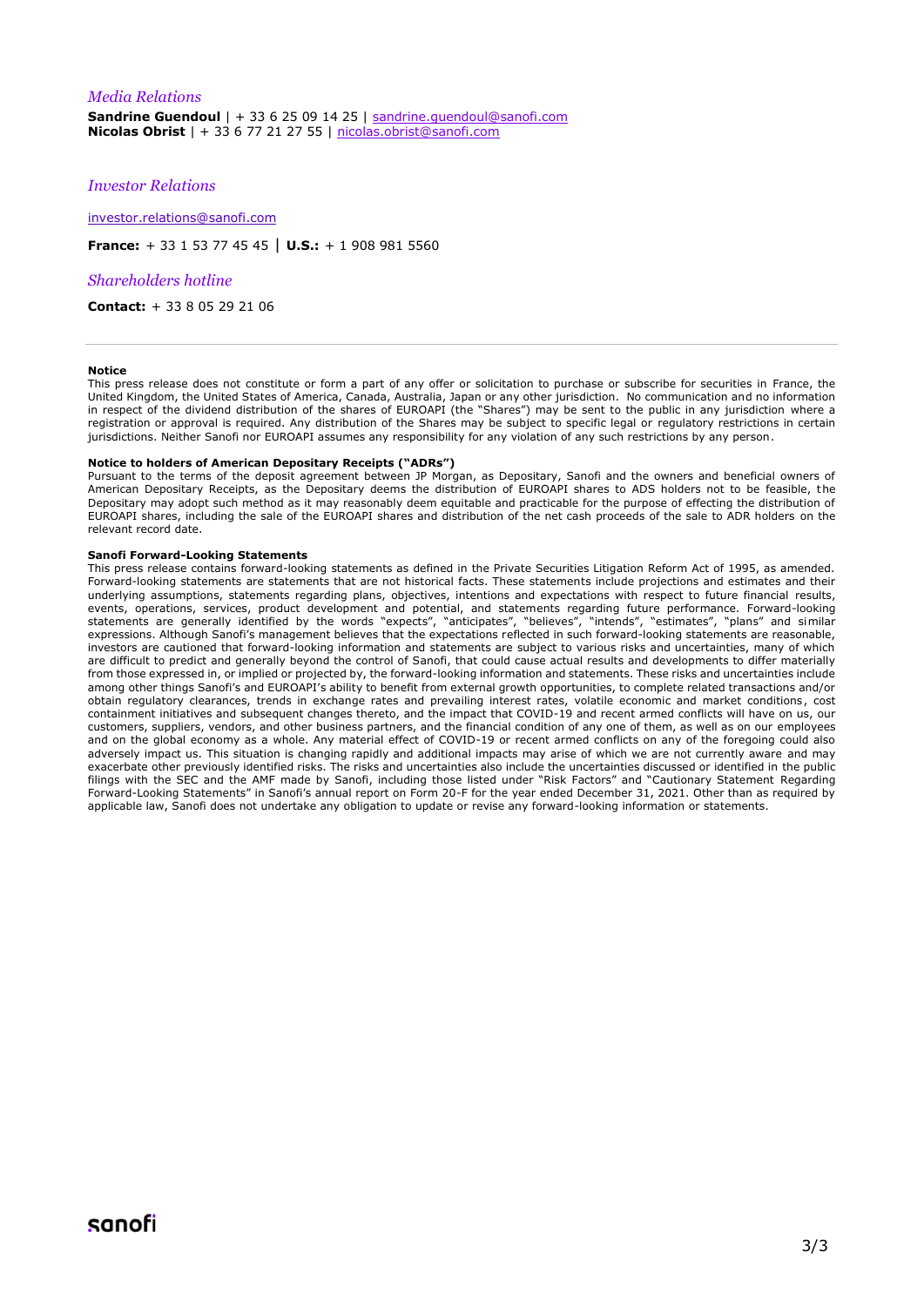*Media Relations*

**Sandrine Guendoul** | + 33 6 25 09 14 25 | sandrine.guendoul@sanofi.com
**Nicolas Obrist** | + 33 6 77 21 27 55 | nicolas.obrist@sanofi.com

*Investor Relations*

investor.relations@sanofi.com

**France:** + 33 1 53 77 45 45 | **U.S.:** + 1 908 981 5560

*Shareholders hotline*

**Contact:** + 33 8 05 29 21 06

---

**Notice**

This press release does not constitute or form a part of any offer or solicitation to purchase or subscribe for securities in France, the United Kingdom, the United States of America, Canada, Australia, Japan or any other jurisdiction. No communication and no information in respect of the dividend distribution of the shares of EUROAPI (the "Shares") may be sent to the public in any jurisdiction where a registration or approval is required. Any distribution of the Shares may be subject to specific legal or regulatory restrictions in certain jurisdictions. Neither Sanofi nor EUROAPI assumes any responsibility for any violation of any such restrictions by any person.

**Notice to holders of American Depositary Receipts ("ADRs")**

Pursuant to the terms of the deposit agreement between JP Morgan, as Depositary, Sanofi and the owners and beneficial owners of American Depositary Receipts, as the Depositary deems the distribution of EUROAPI shares to ADS holders not to be feasible, the Depositary may adopt such method as it may reasonably deem equitable and practicable for the purpose of effecting the distribution of EUROAPI shares, including the sale of the EUROAPI shares and distribution of the net cash proceeds of the sale to ADR holders on the relevant record date.

**Sanofi Forward-Looking Statements**

This press release contains forward-looking statements as defined in the Private Securities Litigation Reform Act of 1995, as amended. Forward-looking statements are statements that are not historical facts. These statements include projections and estimates and their underlying assumptions, statements regarding plans, objectives, intentions and expectations with respect to future financial results, events, operations, services, product development and potential, and statements regarding future performance. Forward-looking statements are generally identified by the words "expects", "anticipates", "believes", "intends", "estimates", "plans" and similar expressions. Although Sanofi's management believes that the expectations reflected in such forward-looking statements are reasonable, investors are cautioned that forward-looking information and statements are subject to various risks and uncertainties, many of which are difficult to predict and generally beyond the control of Sanofi, that could cause actual results and developments to differ materially from those expressed in, or implied or projected by, the forward-looking information and statements. These risks and uncertainties include among other things Sanofi's and EUROAPI's ability to benefit from external growth opportunities, to complete related transactions and/or obtain regulatory clearances, trends in exchange rates and prevailing interest rates, volatile economic and market conditions, cost containment initiatives and subsequent changes thereto, and the impact that COVID-19 and recent armed conflicts will have on us, our customers, suppliers, vendors, and other business partners, and the financial condition of any one of them, as well as on our employees and on the global economy as a whole. Any material effect of COVID-19 or recent armed conflicts on any of the foregoing could also adversely impact us. This situation is changing rapidly and additional impacts may arise of which we are not currently aware and may exacerbate other previously identified risks. The risks and uncertainties also include the uncertainties discussed or identified in the public filings with the SEC and the AMF made by Sanofi, including those listed under "Risk Factors" and "Cautionary Statement Regarding Forward-Looking Statements" in Sanofi's annual report on Form 20-F for the year ended December 31, 2021. Other than as required by applicable law, Sanofi does not undertake any obligation to update or revise any forward-looking information or statements.